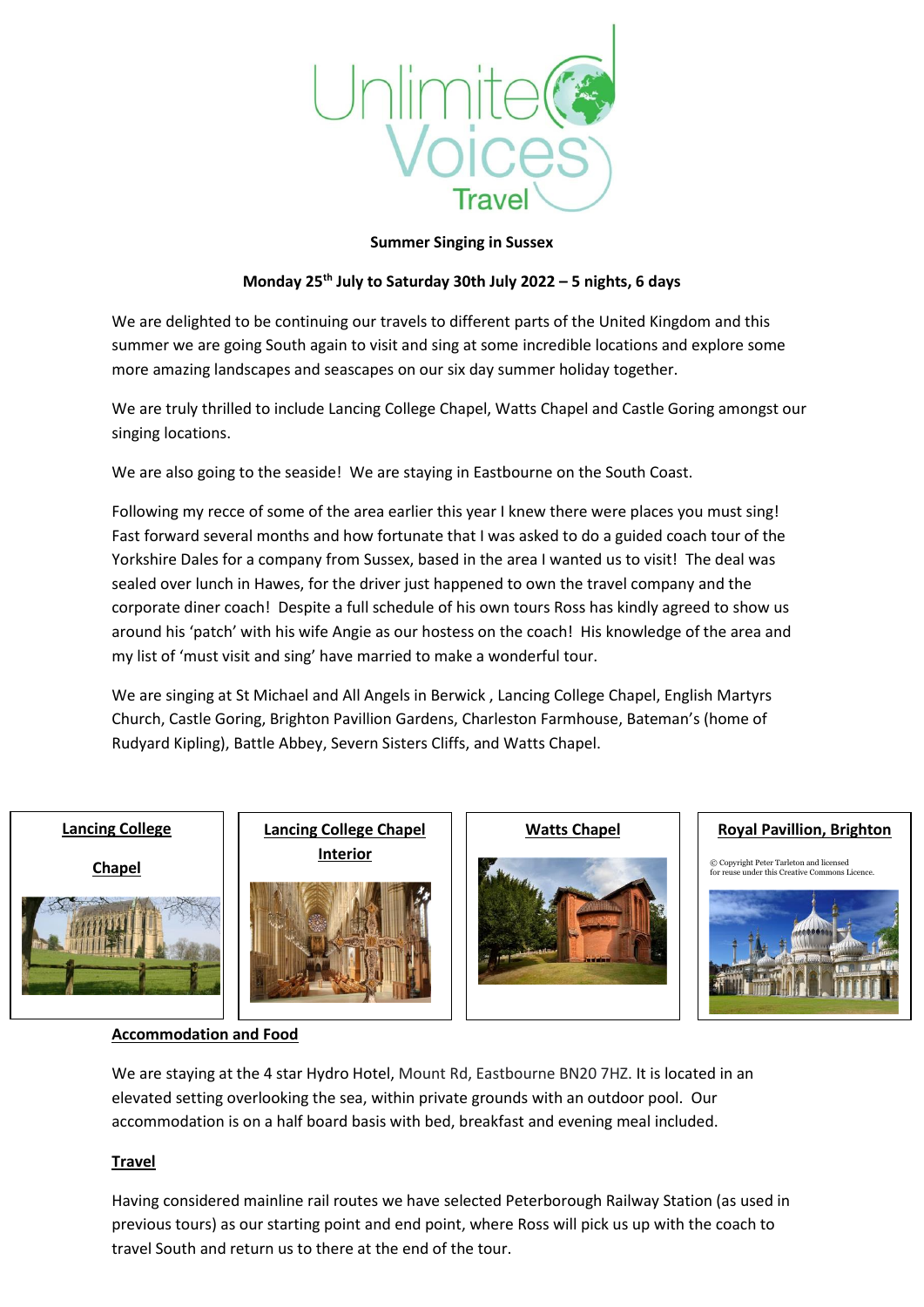**Summer Singing in Sussex**

**Monday 25th July to Saturday 30th July 2022 – 5 nights, 6 days**

We are delighted to be continuing our travels to different parts of the United Kingdom and this summer we are going South again to visit and sing at some incredible locations and explore some more amazing landscapes and seascapes on our six day summer holiday together.

We are truly thrilled to include Lancing College Chapel, Watts Chapel and Castle Goring amongst our singing locations.

We are also going to the seaside! We are staying in Eastbourne on the South Coast.

Following my recce of some of the area earlier this year I knew there were places you must sing! Fast forward several months and how fortunate that I was asked to do a guided coach tour of the Yorkshire Dales for a company from Sussex, based in the area I wanted us to visit! The deal was sealed over lunch in Hawes, for the driver just happened to own the travel company and the corporate diner coach! Despite a full schedule of his own tours Ross has kindly agreed to show us around his 'patch' with his wife Angie as our hostess on the coach! His knowledge of the area and my list of 'must visit and sing' have married to make a wonderful tour.

We are singing at St Michael and All Angels in Berwick , Lancing College Chapel, English Martyrs Church, Castle Goring, Brighton Pavillion Gardens, Charleston Farmhouse, Bateman's (home of Rudyard Kipling), Battle Abbey, Severn Sisters Cliffs, and Watts Chapel.

**Lancing College Chapel**

**Lancing College Chapel Interior**

**Watts Chapel**

**Royal Pavillion, Brighton**

© Copyright Peter Tarleton and licensed for reuse under this Creative Commons Licence.

**Accommodation and Food**

We are staying at the 4 star Hydro Hotel, Mount Rd, Eastbourne BN20 7HZ. It is located in an elevated setting overlooking the sea, within private grounds with an outdoor pool. Our accommodation is on a half board basis with bed, breakfast and evening meal included.

**Travel**

Having considered mainline rail routes we have selected Peterborough Railway Station (as used in previous tours) as our starting point and end point, where Ross will pick us up with the coach to travel South and return us to there at the end of the tour.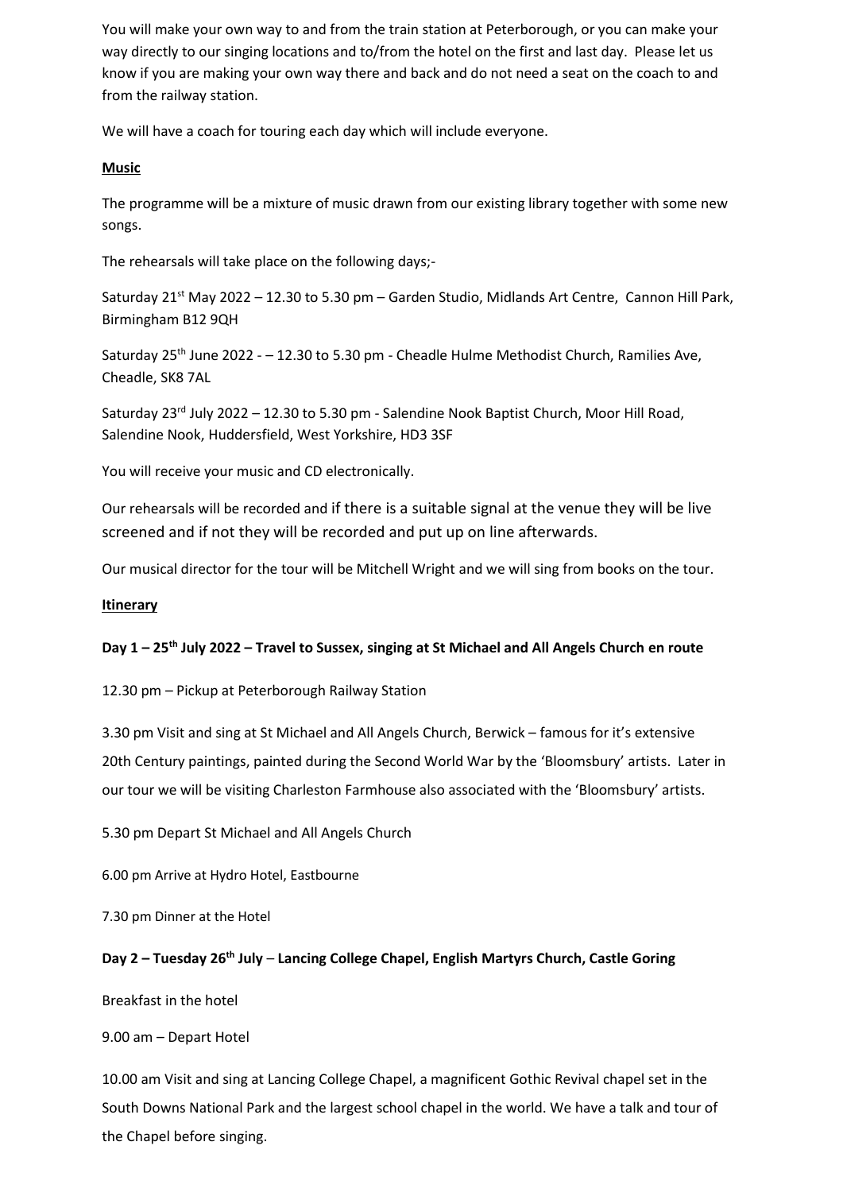You will make your own way to and from the train station at Peterborough, or you can make your way directly to our singing locations and to/from the hotel on the first and last day. Please let us know if you are making your own way there and back and do not need a seat on the coach to and from the railway station.

We will have a coach for touring each day which will include everyone.

**Music**

The programme will be a mixture of music drawn from our existing library together with some new songs.

The rehearsals will take place on the following days;-

Saturday 21st May 2022 – 12.30 to 5.30 pm – Garden Studio, Midlands Art Centre, Cannon Hill Park, Birmingham B12 9QH

Saturday 25th June 2022 - – 12.30 to 5.30 pm - Cheadle Hulme Methodist Church, Ramilies Ave, Cheadle, SK8 7AL

Saturday 23rd July 2022 – 12.30 to 5.30 pm - Salendine Nook Baptist Church, Moor Hill Road, Salendine Nook, Huddersfield, West Yorkshire, HD3 3SF

You will receive your music and CD electronically.

Our rehearsals will be recorded and if there is a suitable signal at the venue they will be live screened and if not they will be recorded and put up on line afterwards.

Our musical director for the tour will be Mitchell Wright and we will sing from books on the tour.

**Itinerary**

**Day 1 – 25th July 2022 – Travel to Sussex, singing at St Michael and All Angels Church en route**

12.30 pm – Pickup at Peterborough Railway Station

3.30 pm Visit and sing at St Michael and All Angels Church, Berwick – famous for it's extensive 20th Century paintings, painted during the Second World War by the 'Bloomsbury' artists. Later in our tour we will be visiting Charleston Farmhouse also associated with the 'Bloomsbury' artists.

5.30 pm Depart St Michael and All Angels Church

6.00 pm Arrive at Hydro Hotel, Eastbourne

7.30 pm Dinner at the Hotel

**Day 2 – Tuesday 26th July – Lancing College Chapel, English Martyrs Church, Castle Goring**

Breakfast in the hotel

9.00 am – Depart Hotel

10.00 am Visit and sing at Lancing College Chapel, a magnificent Gothic Revival chapel set in the South Downs National Park and the largest school chapel in the world. We have a talk and tour of the Chapel before singing.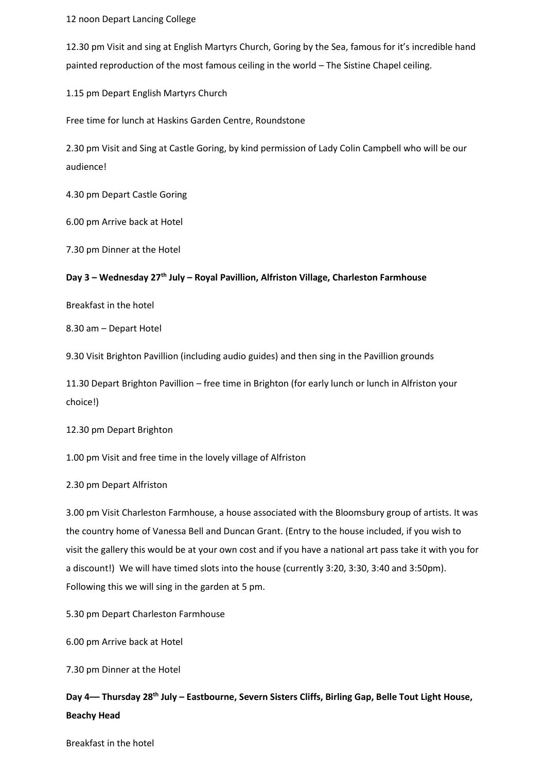12 noon Depart Lancing College

12.30 pm Visit and sing at English Martyrs Church, Goring by the Sea, famous for it's incredible hand painted reproduction of the most famous ceiling in the world – The Sistine Chapel ceiling.

1.15 pm Depart English Martyrs Church

Free time for lunch at Haskins Garden Centre, Roundstone

2.30 pm Visit and Sing at Castle Goring, by kind permission of Lady Colin Campbell who will be our audience!

4.30 pm Depart Castle Goring

6.00 pm Arrive back at Hotel

7.30 pm Dinner at the Hotel

**Day 3 – Wednesday 27th July – Royal Pavillion, Alfriston Village, Charleston Farmhouse**

Breakfast in the hotel

8.30 am – Depart Hotel

9.30 Visit Brighton Pavillion (including audio guides) and then sing in the Pavillion grounds

11.30 Depart Brighton Pavillion – free time in Brighton (for early lunch or lunch in Alfriston your choice!)

12.30 pm Depart Brighton

1.00 pm Visit and free time in the lovely village of Alfriston

2.30 pm Depart Alfriston

3.00 pm Visit Charleston Farmhouse, a house associated with the Bloomsbury group of artists. It was the country home of Vanessa Bell and Duncan Grant. (Entry to the house included, if you wish to visit the gallery this would be at your own cost and if you have a national art pass take it with you for a discount!) We will have timed slots into the house (currently 3:20, 3:30, 3:40 and 3:50pm). Following this we will sing in the garden at 5 pm.

5.30 pm Depart Charleston Farmhouse

6.00 pm Arrive back at Hotel

7.30 pm Dinner at the Hotel

**Day 4–– Thursday 28th July – Eastbourne, Severn Sisters Cliffs, Birling Gap, Belle Tout Light House, Beachy Head**

Breakfast in the hotel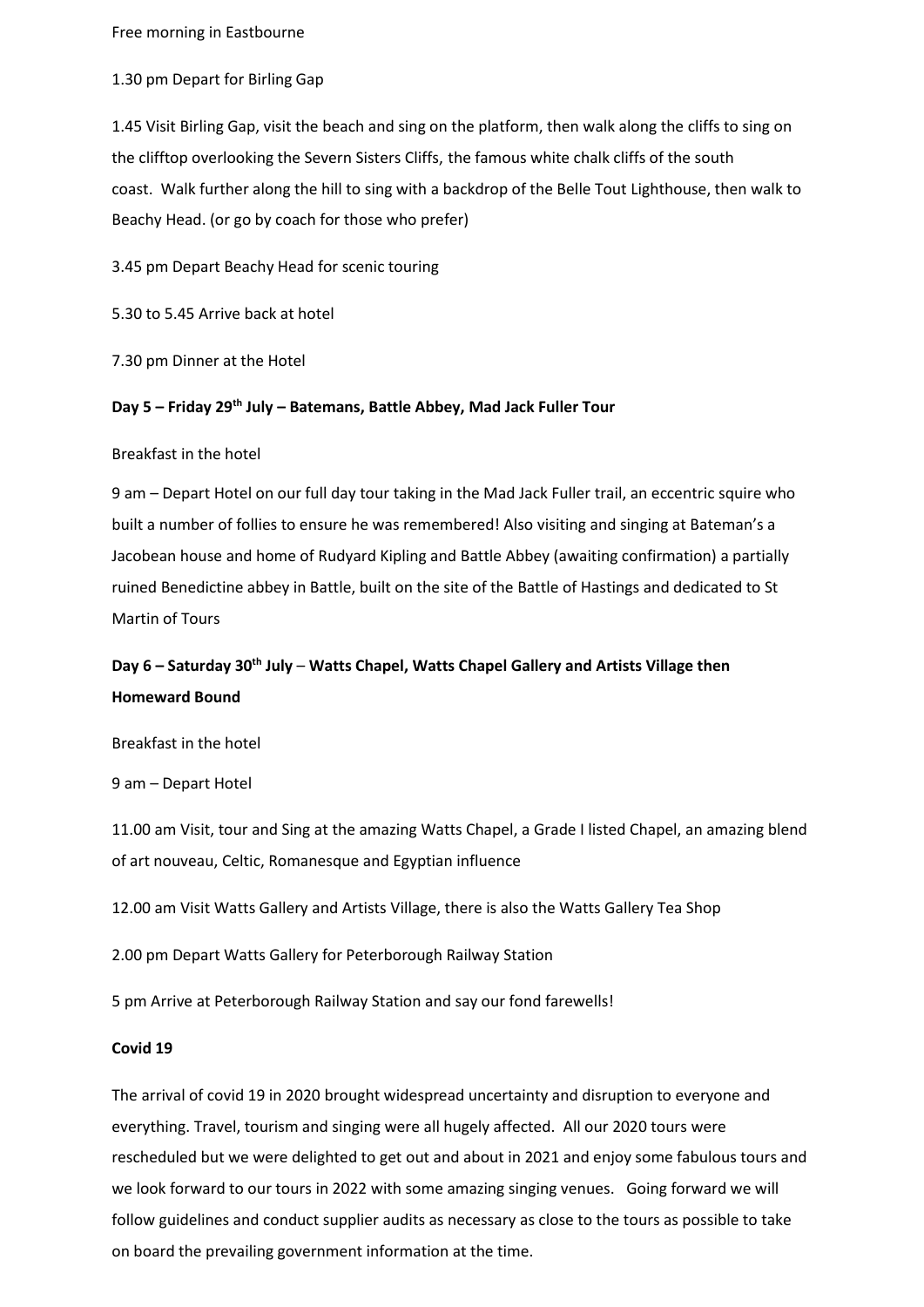Free morning in Eastbourne

1.30 pm Depart for Birling Gap

1.45 Visit Birling Gap, visit the beach and sing on the platform, then walk along the cliffs to sing on the clifftop overlooking the Severn Sisters Cliffs, the famous white chalk cliffs of the south coast. Walk further along the hill to sing with a backdrop of the Belle Tout Lighthouse, then walk to Beachy Head. (or go by coach for those who prefer)

3.45 pm Depart Beachy Head for scenic touring

5.30 to 5.45 Arrive back at hotel

7.30 pm Dinner at the Hotel

**Day 5 – Friday 29th July – Batemans, Battle Abbey, Mad Jack Fuller Tour**

Breakfast in the hotel

9 am – Depart Hotel on our full day tour taking in the Mad Jack Fuller trail, an eccentric squire who built a number of follies to ensure he was remembered! Also visiting and singing at Bateman's a Jacobean house and home of Rudyard Kipling and Battle Abbey (awaiting confirmation) a partially ruined Benedictine abbey in Battle, built on the site of the Battle of Hastings and dedicated to St Martin of Tours

**Day 6 – Saturday 30th July – Watts Chapel, Watts Chapel Gallery and Artists Village then Homeward Bound**

Breakfast in the hotel

9 am – Depart Hotel

11.00 am Visit, tour and Sing at the amazing Watts Chapel, a Grade I listed Chapel, an amazing blend of art nouveau, Celtic, Romanesque and Egyptian influence

12.00 am Visit Watts Gallery and Artists Village, there is also the Watts Gallery Tea Shop

2.00 pm Depart Watts Gallery for Peterborough Railway Station

5 pm Arrive at Peterborough Railway Station and say our fond farewells!

**Covid 19**

The arrival of covid 19 in 2020 brought widespread uncertainty and disruption to everyone and everything. Travel, tourism and singing were all hugely affected. All our 2020 tours were rescheduled but we were delighted to get out and about in 2021 and enjoy some fabulous tours and we look forward to our tours in 2022 with some amazing singing venues. Going forward we will follow guidelines and conduct supplier audits as necessary as close to the tours as possible to take on board the prevailing government information at the time.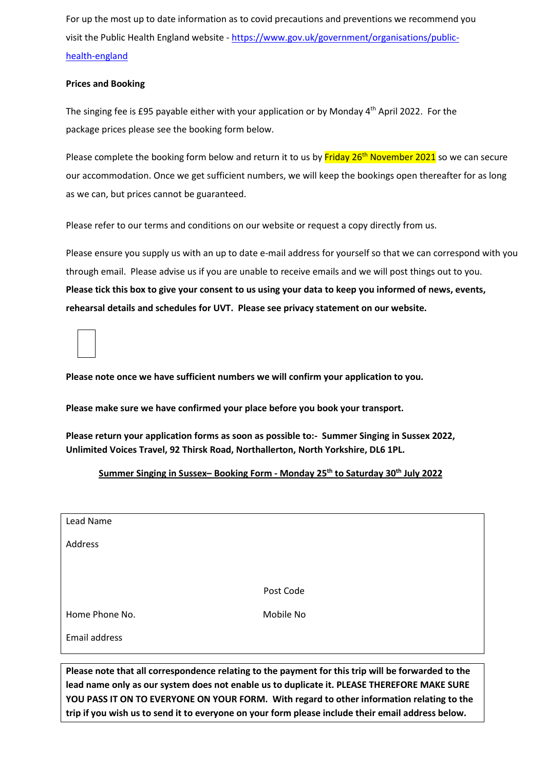For up the most up to date information as to covid precautions and preventions we recommend you visit the Public Health England website - https://www.gov.uk/government/organisations/public-health-england

**Prices and Booking**

The singing fee is £95 payable either with your application or by Monday 4th April 2022. For the package prices please see the booking form below.

Please complete the booking form below and return it to us by Friday 26th November 2021 so we can secure our accommodation. Once we get sufficient numbers, we will keep the bookings open thereafter for as long as we can, but prices cannot be guaranteed.

Please refer to our terms and conditions on our website or request a copy directly from us.

Please ensure you supply us with an up to date e-mail address for yourself so that we can correspond with you through email. Please advise us if you are unable to receive emails and we will post things out to you.
**Please tick this box to give your consent to us using your data to keep you informed of news, events, rehearsal details and schedules for UVT. Please see privacy statement on our website.**

☐

**Please note once we have sufficient numbers we will confirm your application to you.**

**Please make sure we have confirmed your place before you book your transport.**

**Please return your application forms as soon as possible to:- Summer Singing in Sussex 2022, Unlimited Voices Travel, 92 Thirsk Road, Northallerton, North Yorkshire, DL6 1PL.**

**Summer Singing in Sussex– Booking Form - Monday 25th to Saturday 30th July 2022**

| | |
|---|---|
| Lead Name | |
| Address | |
| | Post Code |
| Home Phone No. | Mobile No |
| Email address | |

**Please note that all correspondence relating to the payment for this trip will be forwarded to the lead name only as our system does not enable us to duplicate it. PLEASE THEREFORE MAKE SURE YOU PASS IT ON TO EVERYONE ON YOUR FORM. With regard to other information relating to the trip if you wish us to send it to everyone on your form please include their email address below.**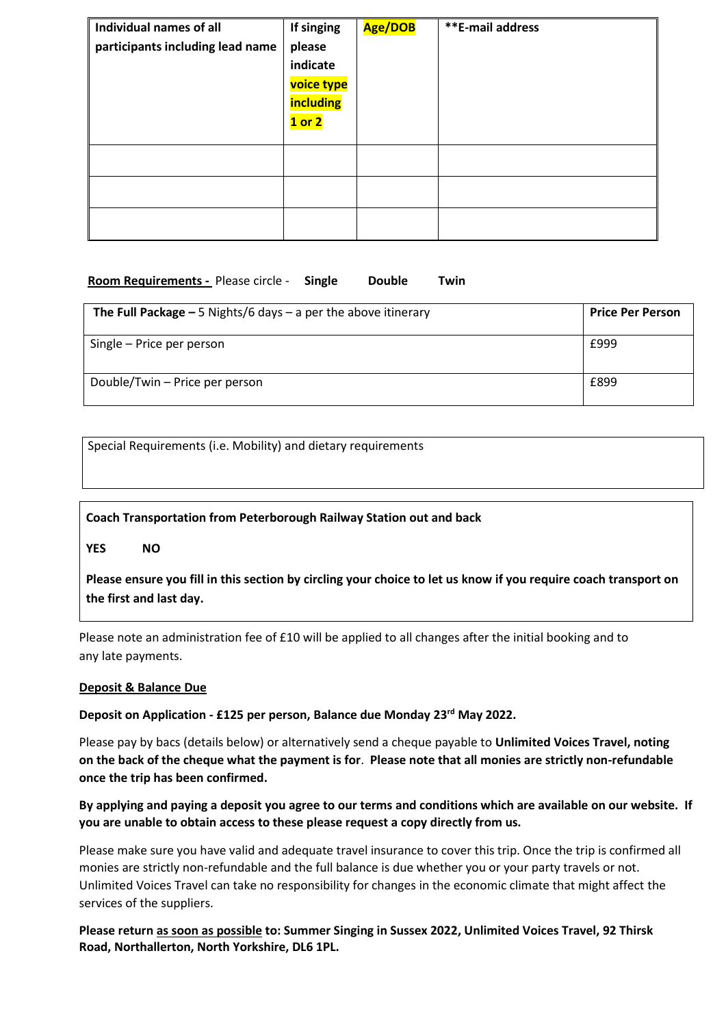| Individual names of all participants including lead name | If singing please indicate voice type including 1 or 2 | Age/DOB | **E-mail address |
|---|---|---|---|
| | | | |
| | | | |
| | | | |

**Room Requirements -** Please circle - **Single** **Double** **Twin**

| **The Full Package –** 5 Nights/6 days – a per the above itinerary | **Price Per Person** |
|---|---|
| Single – Price per person | £999 |
| Double/Twin – Price per person | £899 |

Special Requirements (i.e. Mobility) and dietary requirements

**Coach Transportation from Peterborough Railway Station out and back**

**YES** **NO**

**Please ensure you fill in this section by circling your choice to let us know if you require coach transport on the first and last day.**

Please note an administration fee of £10 will be applied to all changes after the initial booking and to any late payments.

**Deposit & Balance Due**

**Deposit on Application - £125 per person, Balance due Monday 23rd May 2022.**

Please pay by bacs (details below) or alternatively send a cheque payable to **Unlimited Voices Travel, noting on the back of the cheque what the payment is for**. **Please note that all monies are strictly non-refundable once the trip has been confirmed.**

**By applying and paying a deposit you agree to our terms and conditions which are available on our website. If you are unable to obtain access to these please request a copy directly from us.**

Please make sure you have valid and adequate travel insurance to cover this trip. Once the trip is confirmed all monies are strictly non-refundable and the full balance is due whether you or your party travels or not. Unlimited Voices Travel can take no responsibility for changes in the economic climate that might affect the services of the suppliers.

**Please return as soon as possible to: Summer Singing in Sussex 2022, Unlimited Voices Travel, 92 Thirsk Road, Northallerton, North Yorkshire, DL6 1PL.**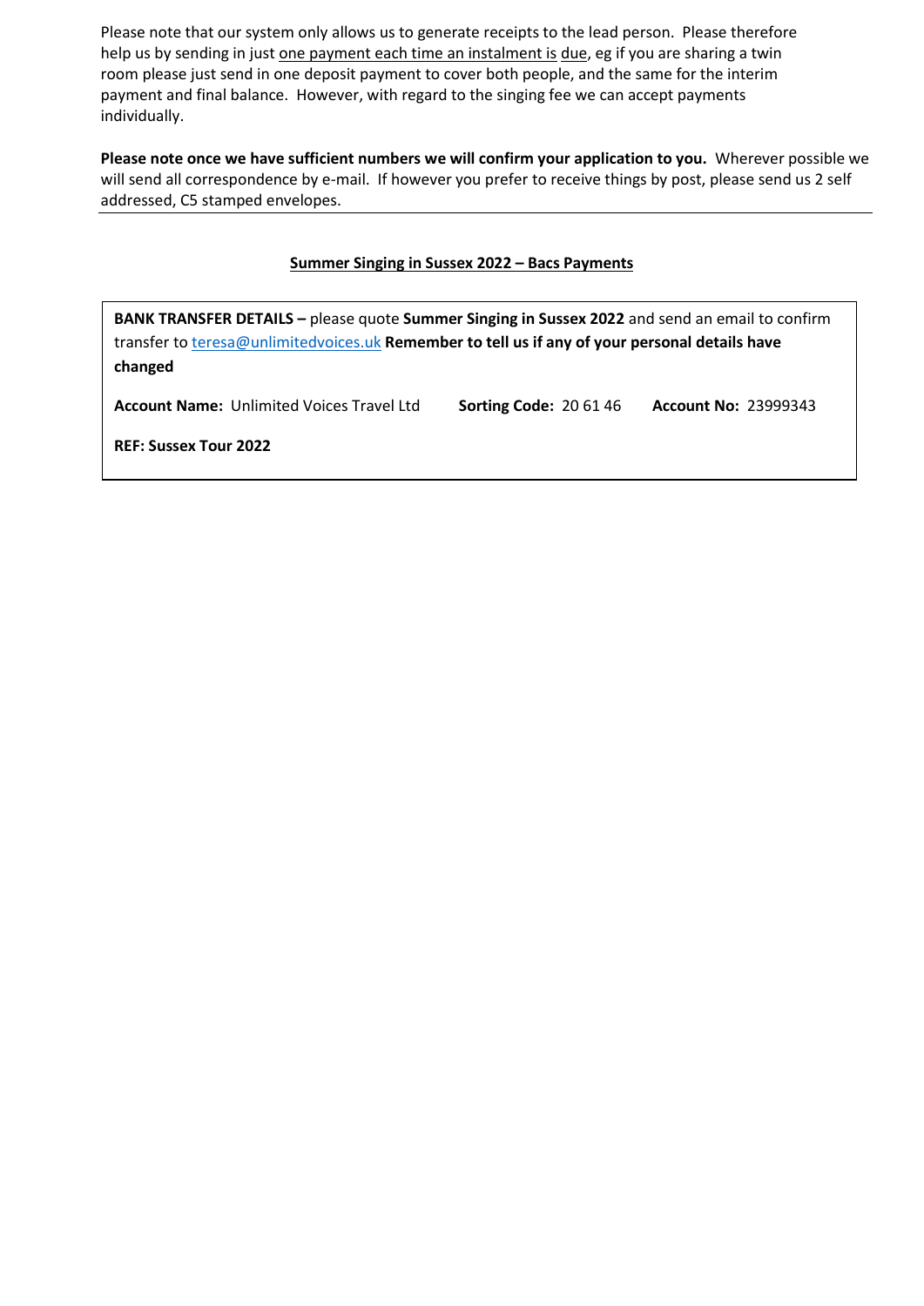Please note that our system only allows us to generate receipts to the lead person. Please therefore help us by sending in just one payment each time an instalment is due, eg if you are sharing a twin room please just send in one deposit payment to cover both people, and the same for the interim payment and final balance. However, with regard to the singing fee we can accept payments individually.

**Please note once we have sufficient numbers we will confirm your application to you.** Wherever possible we will send all correspondence by e-mail. If however you prefer to receive things by post, please send us 2 self addressed, C5 stamped envelopes.

---

**Summer Singing in Sussex 2022 – Bacs Payments**

**BANK TRANSFER DETAILS –** please quote **Summer Singing in Sussex 2022** and send an email to confirm transfer to teresa@unlimitedvoices.uk **Remember to tell us if any of your personal details have changed**

**Account Name:** Unlimited Voices Travel Ltd **Sorting Code:** 20 61 46 **Account No:** 23999343

**REF: Sussex Tour 2022**